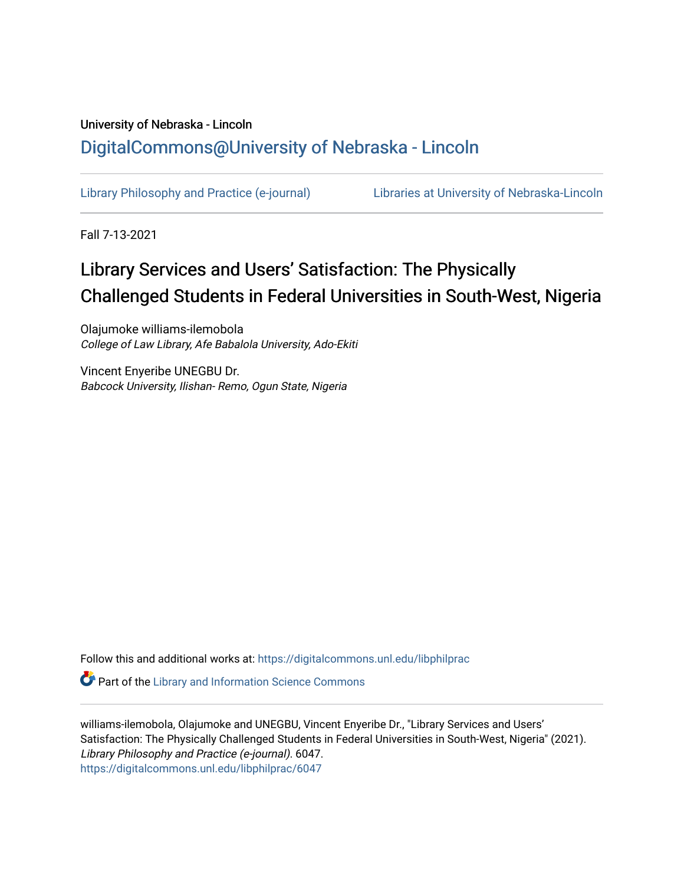University of Nebraska - Lincoln

DigitalCommons@University of Nebraska - Lincoln

Library Philosophy and Practice (e-journal) | Libraries at University of Nebraska-Lincoln

Fall 7-13-2021

# Library Services and Users' Satisfaction: The Physically Challenged Students in Federal Universities in South-West, Nigeria

Olajumoke williams-ilemobola
*College of Law Library, Afe Babalola University, Ado-Ekiti*

Vincent Enyeribe UNEGBU Dr.
*Babcock University, Ilishan- Remo, Ogun State, Nigeria*

Follow this and additional works at: https://digitalcommons.unl.edu/libphilprac

Part of the Library and Information Science Commons

williams-ilemobola, Olajumoke and UNEGBU, Vincent Enyeribe Dr., "Library Services and Users' Satisfaction: The Physically Challenged Students in Federal Universities in South-West, Nigeria" (2021). *Library Philosophy and Practice (e-journal)*. 6047.
https://digitalcommons.unl.edu/libphilprac/6047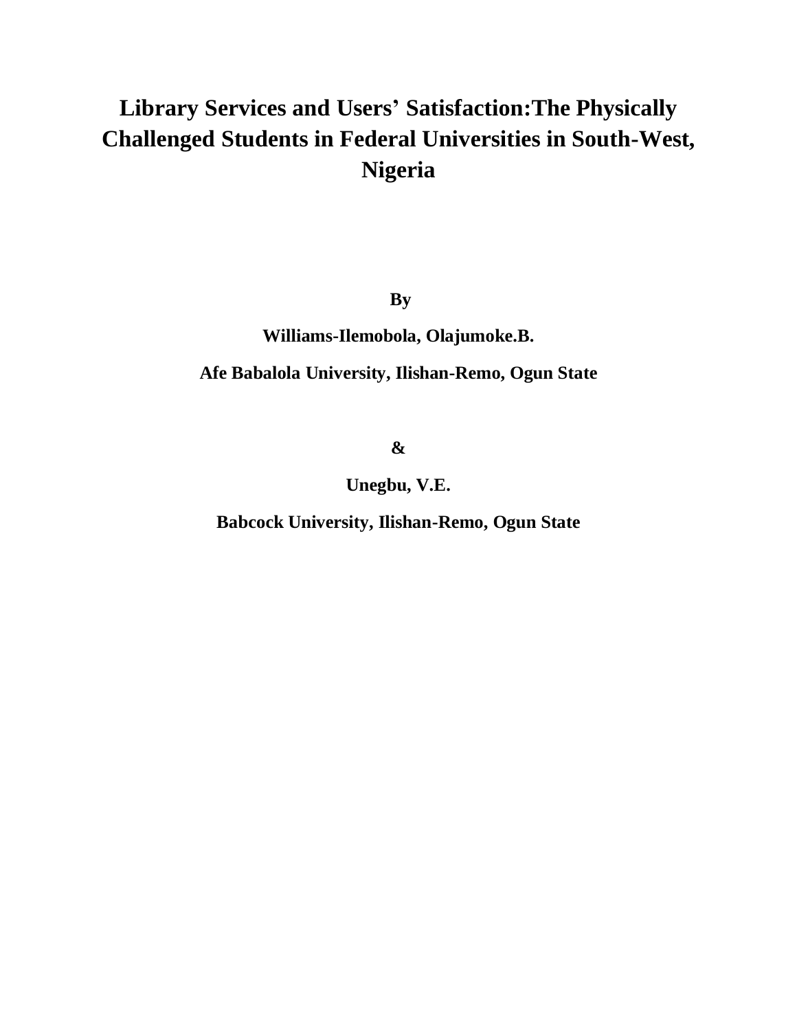# Library Services and Users' Satisfaction:The Physically Challenged Students in Federal Universities in South-West, Nigeria

**By**

**Williams-Ilemobola, Olajumoke.B.**

**Afe Babalola University, Ilishan-Remo, Ogun State**

**&**

**Unegbu, V.E.**

**Babcock University, Ilishan-Remo, Ogun State**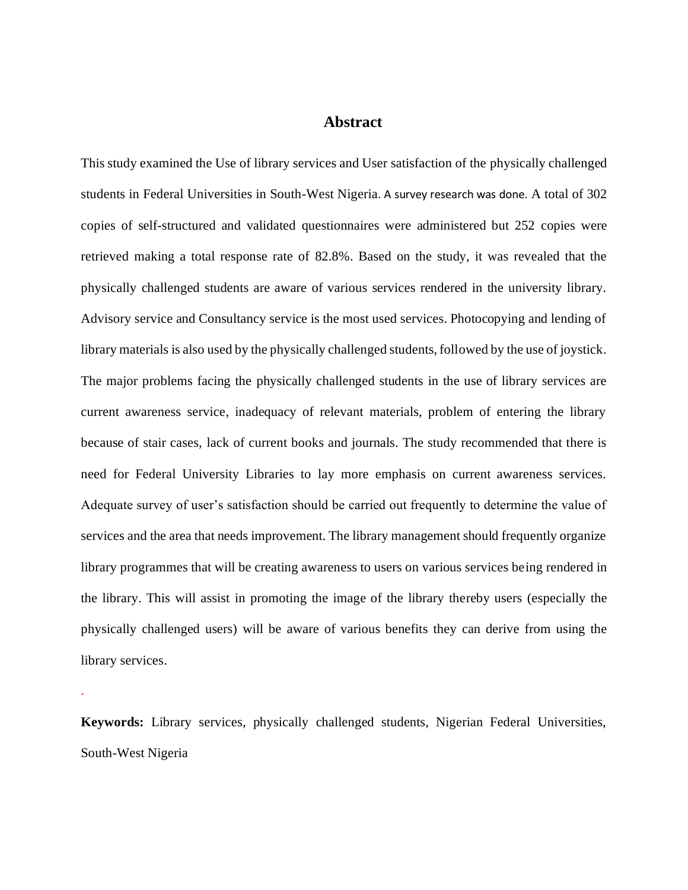# Abstract

This study examined the Use of library services and User satisfaction of the physically challenged students in Federal Universities in South-West Nigeria. A survey research was done. A total of 302 copies of self-structured and validated questionnaires were administered but 252 copies were retrieved making a total response rate of 82.8%. Based on the study, it was revealed that the physically challenged students are aware of various services rendered in the university library. Advisory service and Consultancy service is the most used services. Photocopying and lending of library materials is also used by the physically challenged students, followed by the use of joystick. The major problems facing the physically challenged students in the use of library services are current awareness service, inadequacy of relevant materials, problem of entering the library because of stair cases, lack of current books and journals. The study recommended that there is need for Federal University Libraries to lay more emphasis on current awareness services. Adequate survey of user's satisfaction should be carried out frequently to determine the value of services and the area that needs improvement. The library management should frequently organize library programmes that will be creating awareness to users on various services being rendered in the library. This will assist in promoting the image of the library thereby users (especially the physically challenged users) will be aware of various benefits they can derive from using the library services.

**Keywords:** Library services, physically challenged students, Nigerian Federal Universities, South-West Nigeria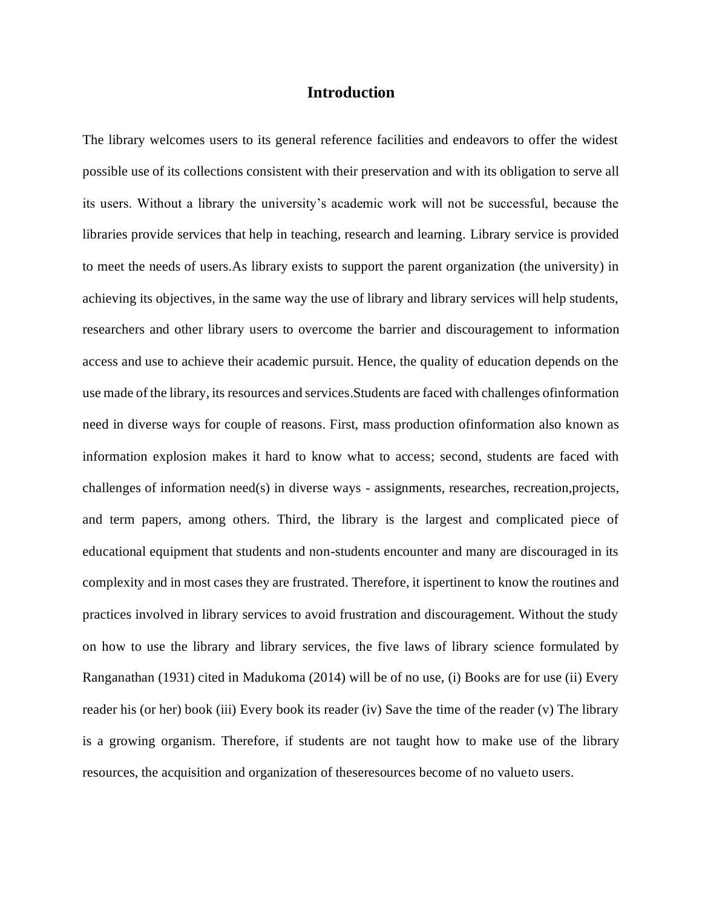# Introduction

The library welcomes users to its general reference facilities and endeavors to offer the widest possible use of its collections consistent with their preservation and with its obligation to serve all its users. Without a library the university's academic work will not be successful, because the libraries provide services that help in teaching, research and learning. Library service is provided to meet the needs of users.As library exists to support the parent organization (the university) in achieving its objectives, in the same way the use of library and library services will help students, researchers and other library users to overcome the barrier and discouragement to information access and use to achieve their academic pursuit. Hence, the quality of education depends on the use made of the library, its resources and services.Students are faced with challenges ofinformation need in diverse ways for couple of reasons. First, mass production ofinformation also known as information explosion makes it hard to know what to access; second, students are faced with challenges of information need(s) in diverse ways - assignments, researches, recreation,projects, and term papers, among others. Third, the library is the largest and complicated piece of educational equipment that students and non-students encounter and many are discouraged in its complexity and in most cases they are frustrated. Therefore, it ispertinent to know the routines and practices involved in library services to avoid frustration and discouragement. Without the study on how to use the library and library services, the five laws of library science formulated by Ranganathan (1931) cited in Madukoma (2014) will be of no use, (i) Books are for use (ii) Every reader his (or her) book (iii) Every book its reader (iv) Save the time of the reader (v) The library is a growing organism. Therefore, if students are not taught how to make use of the library resources, the acquisition and organization of theseresources become of no valueto users.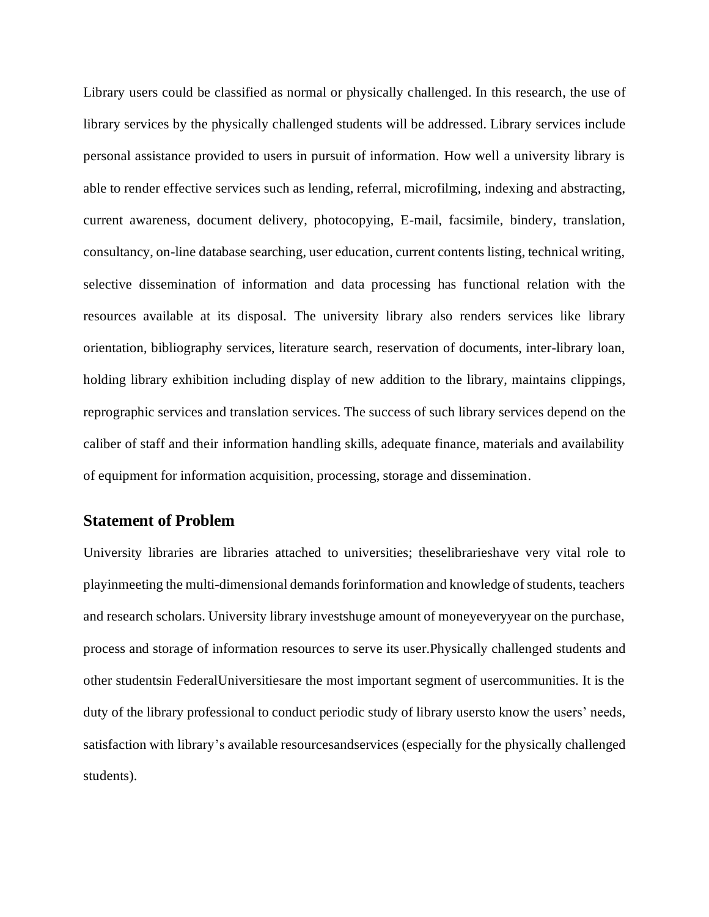Library users could be classified as normal or physically challenged. In this research, the use of library services by the physically challenged students will be addressed. Library services include personal assistance provided to users in pursuit of information. How well a university library is able to render effective services such as lending, referral, microfilming, indexing and abstracting, current awareness, document delivery, photocopying, E-mail, facsimile, bindery, translation, consultancy, on-line database searching, user education, current contents listing, technical writing, selective dissemination of information and data processing has functional relation with the resources available at its disposal. The university library also renders services like library orientation, bibliography services, literature search, reservation of documents, inter-library loan, holding library exhibition including display of new addition to the library, maintains clippings, reprographic services and translation services. The success of such library services depend on the caliber of staff and their information handling skills, adequate finance, materials and availability of equipment for information acquisition, processing, storage and dissemination.

## Statement of Problem

University libraries are libraries attached to universities; theselibrarieshave very vital role to playinmeeting the multi-dimensional demands forinformation and knowledge of students, teachers and research scholars. University library investshuge amount of moneyeveryyear on the purchase, process and storage of information resources to serve its user.Physically challenged students and other studentsin FederalUniversitiesare the most important segment of usercommunities. It is the duty of the library professional to conduct periodic study of library usersto know the users' needs, satisfaction with library's available resourcesandservices (especially for the physically challenged students).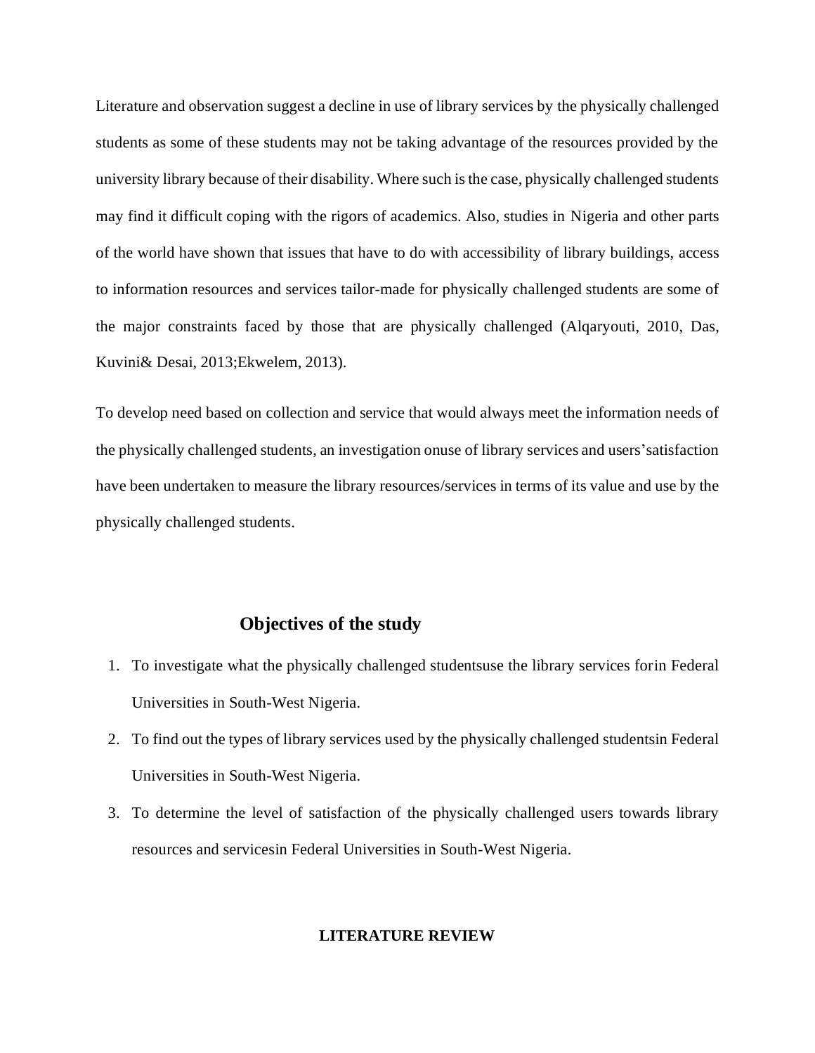Literature and observation suggest a decline in use of library services by the physically challenged students as some of these students may not be taking advantage of the resources provided by the university library because of their disability. Where such is the case, physically challenged students may find it difficult coping with the rigors of academics. Also, studies in Nigeria and other parts of the world have shown that issues that have to do with accessibility of library buildings, access to information resources and services tailor-made for physically challenged students are some of the major constraints faced by those that are physically challenged (Alqaryouti, 2010, Das, Kuvini& Desai, 2013;Ekwelem, 2013).

To develop need based on collection and service that would always meet the information needs of the physically challenged students, an investigation onuse of library services and users'satisfaction have been undertaken to measure the library resources/services in terms of its value and use by the physically challenged students.

## Objectives of the study

1. To investigate what the physically challenged studentsuse the library services forin Federal Universities in South-West Nigeria.
2. To find out the types of library services used by the physically challenged studentsin Federal Universities in South-West Nigeria.
3. To determine the level of satisfaction of the physically challenged users towards library resources and servicesin Federal Universities in South-West Nigeria.

## LITERATURE REVIEW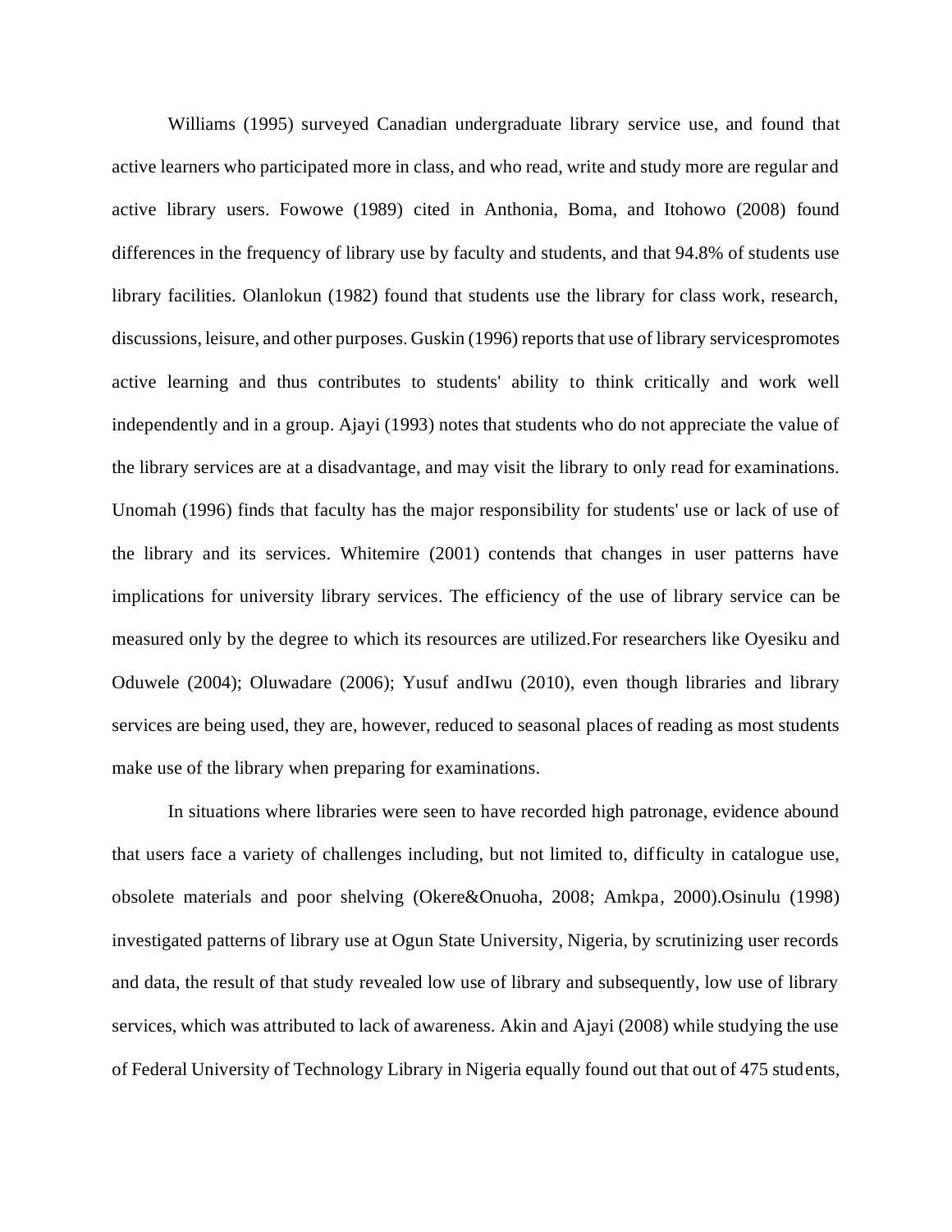Williams (1995) surveyed Canadian undergraduate library service use, and found that active learners who participated more in class, and who read, write and study more are regular and active library users. Fowowe (1989) cited in Anthonia, Boma, and Itohowo (2008) found differences in the frequency of library use by faculty and students, and that 94.8% of students use library facilities. Olanlokun (1982) found that students use the library for class work, research, discussions, leisure, and other purposes. Guskin (1996) reports that use of library servicespromotes active learning and thus contributes to students' ability to think critically and work well independently and in a group. Ajayi (1993) notes that students who do not appreciate the value of the library services are at a disadvantage, and may visit the library to only read for examinations. Unomah (1996) finds that faculty has the major responsibility for students' use or lack of use of the library and its services. Whitemire (2001) contends that changes in user patterns have implications for university library services. The efficiency of the use of library service can be measured only by the degree to which its resources are utilized.For researchers like Oyesiku and Oduwele (2004); Oluwadare (2006); Yusuf andIwu (2010), even though libraries and library services are being used, they are, however, reduced to seasonal places of reading as most students make use of the library when preparing for examinations.

In situations where libraries were seen to have recorded high patronage, evidence abound that users face a variety of challenges including, but not limited to, difficulty in catalogue use, obsolete materials and poor shelving (Okere&Onuoha, 2008; Amkpa, 2000).Osinulu (1998) investigated patterns of library use at Ogun State University, Nigeria, by scrutinizing user records and data, the result of that study revealed low use of library and subsequently, low use of library services, which was attributed to lack of awareness. Akin and Ajayi (2008) while studying the use of Federal University of Technology Library in Nigeria equally found out that out of 475 students,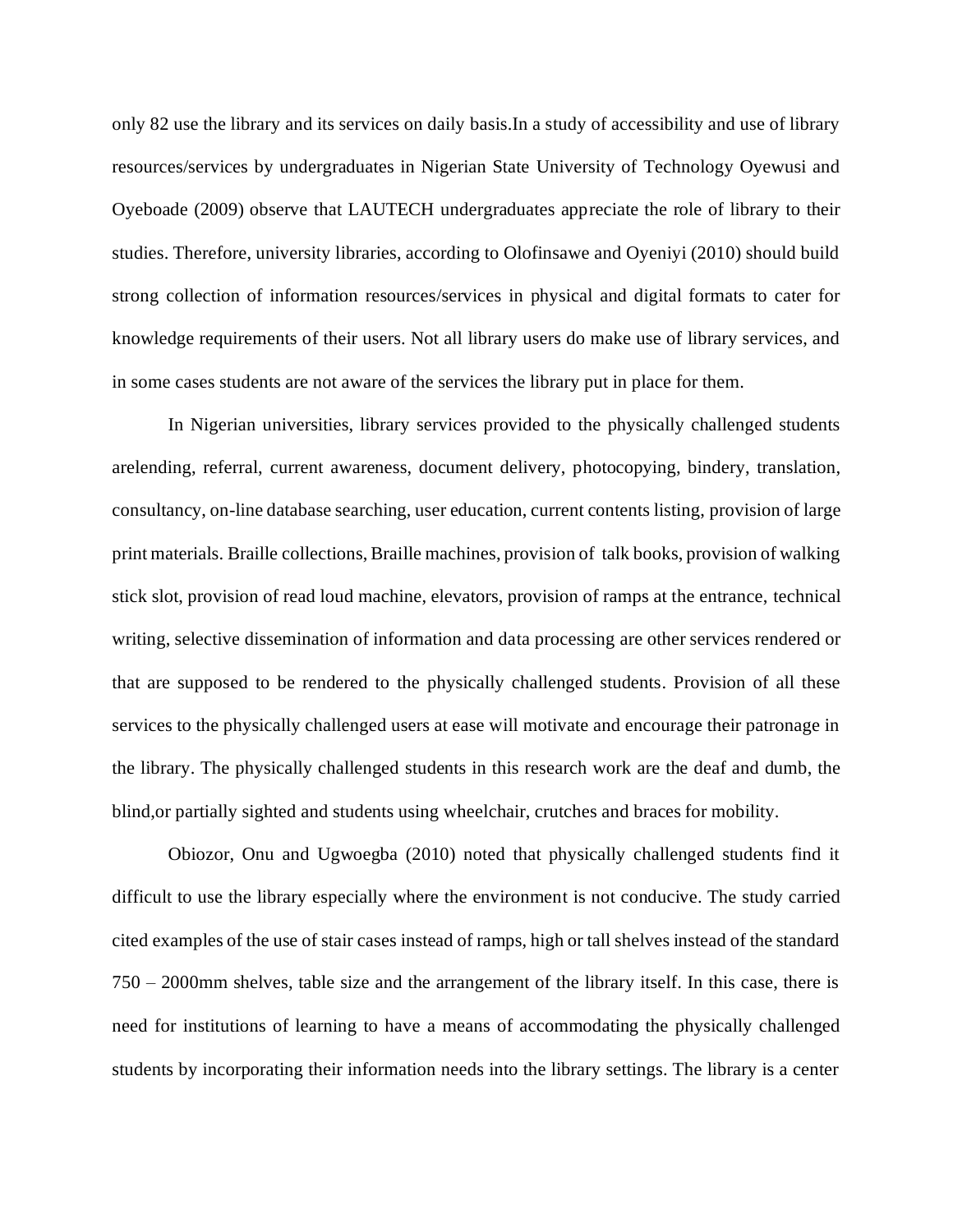only 82 use the library and its services on daily basis.In a study of accessibility and use of library resources/services by undergraduates in Nigerian State University of Technology Oyewusi and Oyeboade (2009) observe that LAUTECH undergraduates appreciate the role of library to their studies. Therefore, university libraries, according to Olofinsawe and Oyeniyi (2010) should build strong collection of information resources/services in physical and digital formats to cater for knowledge requirements of their users. Not all library users do make use of library services, and in some cases students are not aware of the services the library put in place for them.

In Nigerian universities, library services provided to the physically challenged students arelending, referral, current awareness, document delivery, photocopying, bindery, translation, consultancy, on-line database searching, user education, current contents listing, provision of large print materials. Braille collections, Braille machines, provision of talk books, provision of walking stick slot, provision of read loud machine, elevators, provision of ramps at the entrance, technical writing, selective dissemination of information and data processing are other services rendered or that are supposed to be rendered to the physically challenged students. Provision of all these services to the physically challenged users at ease will motivate and encourage their patronage in the library. The physically challenged students in this research work are the deaf and dumb, the blind,or partially sighted and students using wheelchair, crutches and braces for mobility.

Obiozor, Onu and Ugwoegba (2010) noted that physically challenged students find it difficult to use the library especially where the environment is not conducive. The study carried cited examples of the use of stair cases instead of ramps, high or tall shelves instead of the standard 750 – 2000mm shelves, table size and the arrangement of the library itself. In this case, there is need for institutions of learning to have a means of accommodating the physically challenged students by incorporating their information needs into the library settings. The library is a center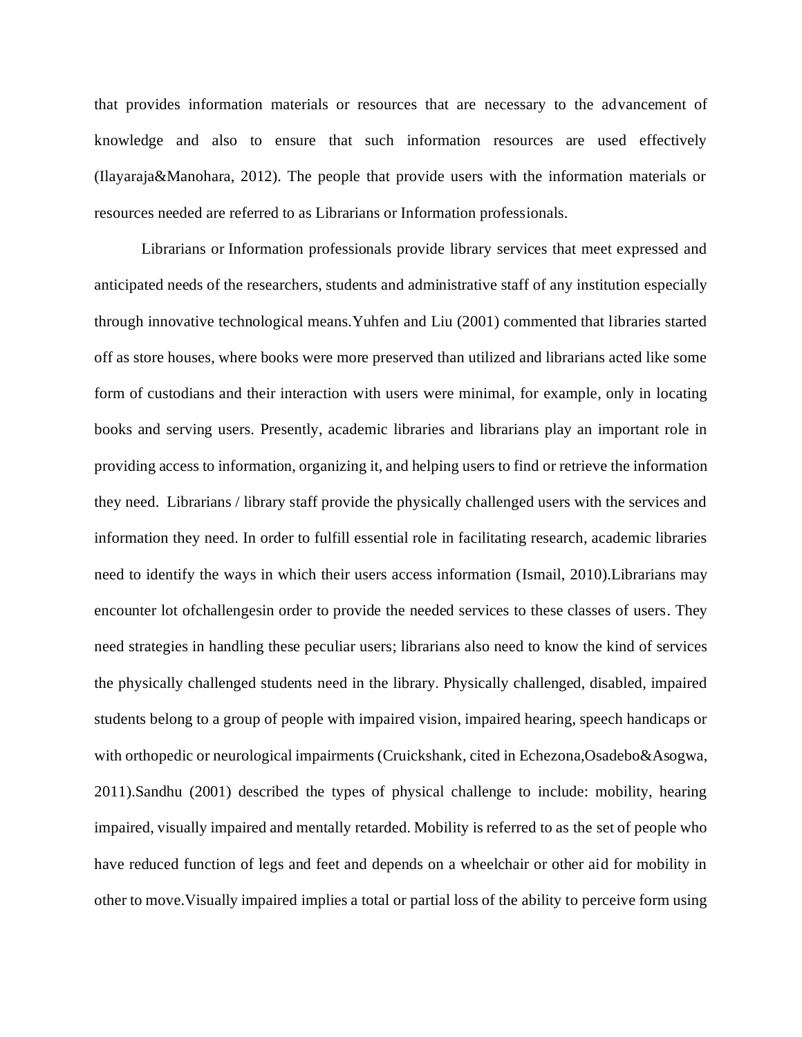that provides information materials or resources that are necessary to the advancement of knowledge and also to ensure that such information resources are used effectively (Ilayaraja&Manohara, 2012). The people that provide users with the information materials or resources needed are referred to as Librarians or Information professionals.

Librarians or Information professionals provide library services that meet expressed and anticipated needs of the researchers, students and administrative staff of any institution especially through innovative technological means.Yuhfen and Liu (2001) commented that libraries started off as store houses, where books were more preserved than utilized and librarians acted like some form of custodians and their interaction with users were minimal, for example, only in locating books and serving users. Presently, academic libraries and librarians play an important role in providing access to information, organizing it, and helping users to find or retrieve the information they need. Librarians / library staff provide the physically challenged users with the services and information they need. In order to fulfill essential role in facilitating research, academic libraries need to identify the ways in which their users access information (Ismail, 2010).Librarians may encounter lot ofchallengesin order to provide the needed services to these classes of users. They need strategies in handling these peculiar users; librarians also need to know the kind of services the physically challenged students need in the library. Physically challenged, disabled, impaired students belong to a group of people with impaired vision, impaired hearing, speech handicaps or with orthopedic or neurological impairments (Cruickshank, cited in Echezona,Osadebo&Asogwa, 2011).Sandhu (2001) described the types of physical challenge to include: mobility, hearing impaired, visually impaired and mentally retarded. Mobility is referred to as the set of people who have reduced function of legs and feet and depends on a wheelchair or other aid for mobility in other to move.Visually impaired implies a total or partial loss of the ability to perceive form using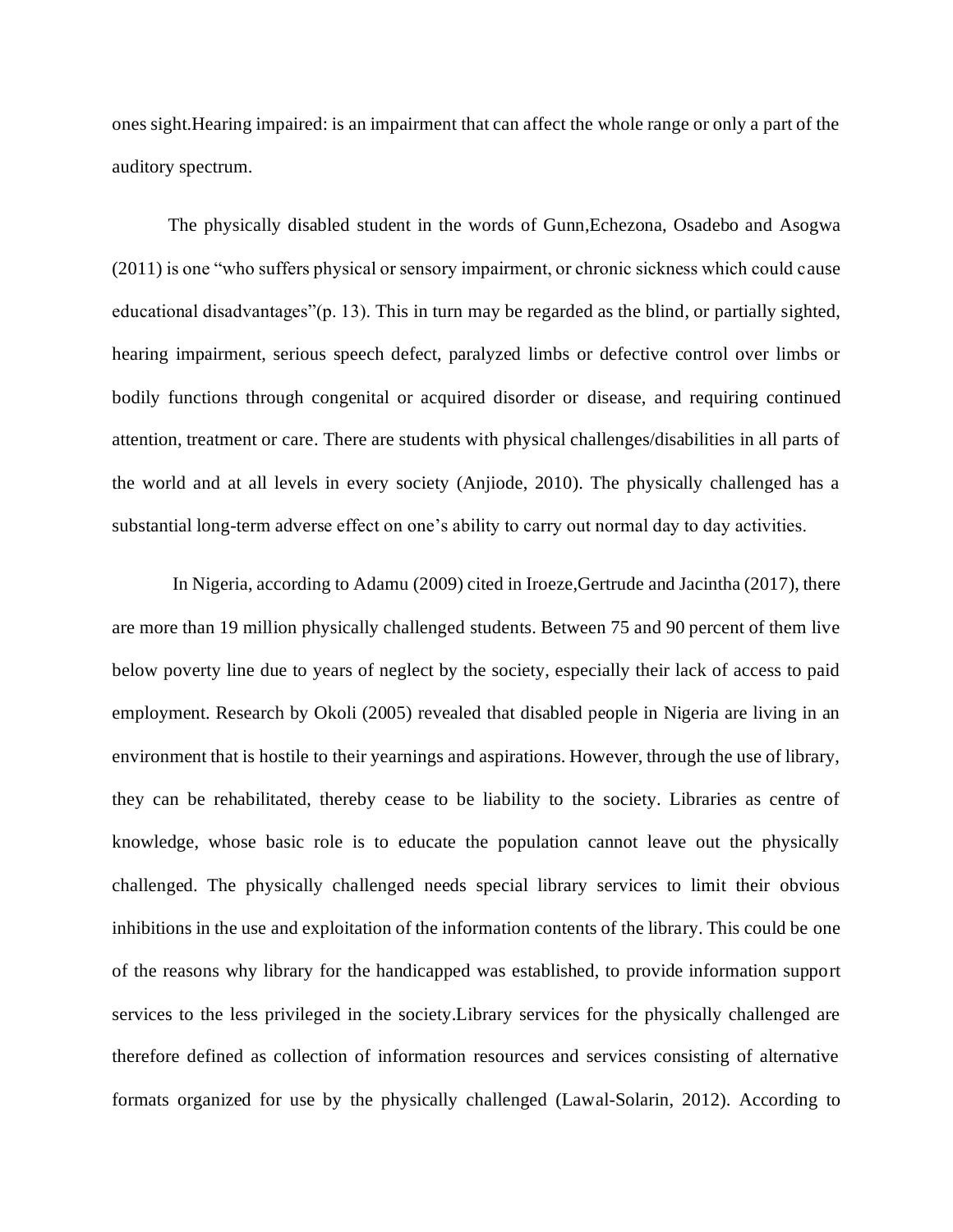ones sight.Hearing impaired: is an impairment that can affect the whole range or only a part of the auditory spectrum.

The physically disabled student in the words of Gunn,Echezona, Osadebo and Asogwa (2011) is one "who suffers physical or sensory impairment, or chronic sickness which could cause educational disadvantages"(p. 13). This in turn may be regarded as the blind, or partially sighted, hearing impairment, serious speech defect, paralyzed limbs or defective control over limbs or bodily functions through congenital or acquired disorder or disease, and requiring continued attention, treatment or care. There are students with physical challenges/disabilities in all parts of the world and at all levels in every society (Anjiode, 2010). The physically challenged has a substantial long-term adverse effect on one's ability to carry out normal day to day activities.

In Nigeria, according to Adamu (2009) cited in Iroeze,Gertrude and Jacintha (2017), there are more than 19 million physically challenged students. Between 75 and 90 percent of them live below poverty line due to years of neglect by the society, especially their lack of access to paid employment. Research by Okoli (2005) revealed that disabled people in Nigeria are living in an environment that is hostile to their yearnings and aspirations. However, through the use of library, they can be rehabilitated, thereby cease to be liability to the society. Libraries as centre of knowledge, whose basic role is to educate the population cannot leave out the physically challenged. The physically challenged needs special library services to limit their obvious inhibitions in the use and exploitation of the information contents of the library. This could be one of the reasons why library for the handicapped was established, to provide information support services to the less privileged in the society.Library services for the physically challenged are therefore defined as collection of information resources and services consisting of alternative formats organized for use by the physically challenged (Lawal-Solarin, 2012). According to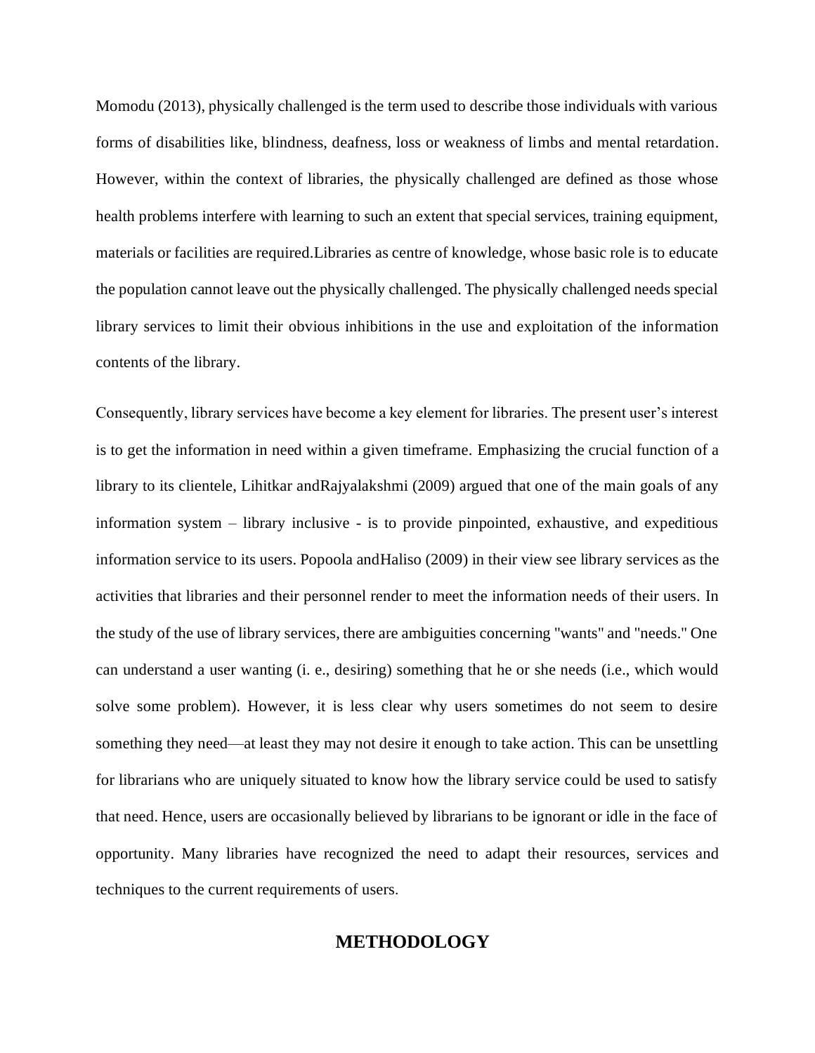Momodu (2013), physically challenged is the term used to describe those individuals with various forms of disabilities like, blindness, deafness, loss or weakness of limbs and mental retardation. However, within the context of libraries, the physically challenged are defined as those whose health problems interfere with learning to such an extent that special services, training equipment, materials or facilities are required.Libraries as centre of knowledge, whose basic role is to educate the population cannot leave out the physically challenged. The physically challenged needs special library services to limit their obvious inhibitions in the use and exploitation of the information contents of the library.

Consequently, library services have become a key element for libraries. The present user's interest is to get the information in need within a given timeframe. Emphasizing the crucial function of a library to its clientele, Lihitkar andRajyalakshmi (2009) argued that one of the main goals of any information system – library inclusive - is to provide pinpointed, exhaustive, and expeditious information service to its users. Popoola andHaliso (2009) in their view see library services as the activities that libraries and their personnel render to meet the information needs of their users. In the study of the use of library services, there are ambiguities concerning "wants" and "needs." One can understand a user wanting (i. e., desiring) something that he or she needs (i.e., which would solve some problem). However, it is less clear why users sometimes do not seem to desire something they need—at least they may not desire it enough to take action. This can be unsettling for librarians who are uniquely situated to know how the library service could be used to satisfy that need. Hence, users are occasionally believed by librarians to be ignorant or idle in the face of opportunity. Many libraries have recognized the need to adapt their resources, services and techniques to the current requirements of users.

## METHODOLOGY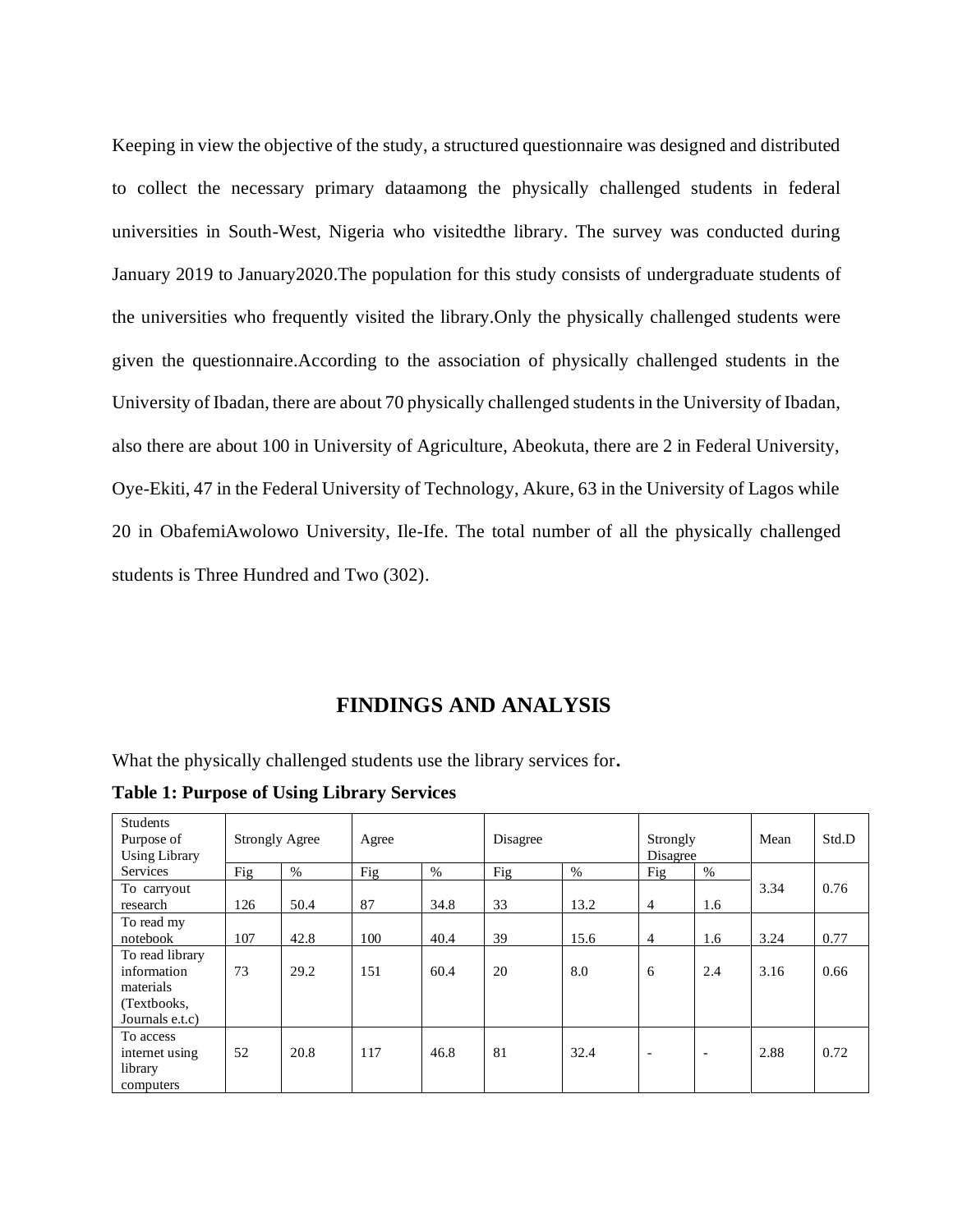Keeping in view the objective of the study, a structured questionnaire was designed and distributed to collect the necessary primary dataamong the physically challenged students in federal universities in South-West, Nigeria who visitedthe library. The survey was conducted during January 2019 to January2020.The population for this study consists of undergraduate students of the universities who frequently visited the library.Only the physically challenged students were given the questionnaire.According to the association of physically challenged students in the University of Ibadan, there are about 70 physically challenged students in the University of Ibadan, also there are about 100 in University of Agriculture, Abeokuta, there are 2 in Federal University, Oye-Ekiti, 47 in the Federal University of Technology, Akure, 63 in the University of Lagos while 20 in ObafemiAwolowo University, Ile-Ife. The total number of all the physically challenged students is Three Hundred and Two (302).

## FINDINGS AND ANALYSIS

What the physically challenged students use the library services for**.**

**Table 1: Purpose of Using Library Services**

| Students Purpose of Using Library Services | Strongly Agree | | Agree | | Disagree | | Strongly Disagree | | Mean | Std.D |
|---|---|---|---|---|---|---|---|---|---|---|
| | Fig | % | Fig | % | Fig | % | Fig | % | | |
| To carryout research | 126 | 50.4 | 87 | 34.8 | 33 | 13.2 | 4 | 1.6 | 3.34 | 0.76 |
| To read my notebook | 107 | 42.8 | 100 | 40.4 | 39 | 15.6 | 4 | 1.6 | 3.24 | 0.77 |
| To read library information materials (Textbooks, Journals e.t.c) | 73 | 29.2 | 151 | 60.4 | 20 | 8.0 | 6 | 2.4 | 3.16 | 0.66 |
| To access internet using library computers | 52 | 20.8 | 117 | 46.8 | 81 | 32.4 | - | - | 2.88 | 0.72 |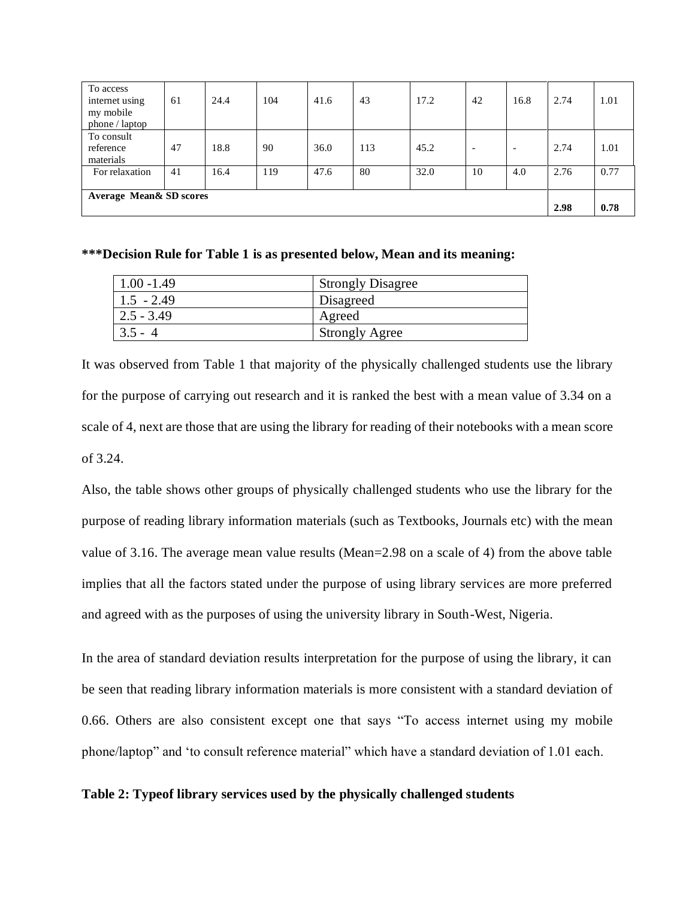| | | | | | | | | | | |
|---|---|---|---|---|---|---|---|---|---|---|
| To access internet using my mobile phone / laptop | 61 | 24.4 | 104 | 41.6 | 43 | 17.2 | 42 | 16.8 | 2.74 | 1.01 |
| To consult reference materials | 47 | 18.8 | 90 | 36.0 | 113 | 45.2 | - | - | 2.74 | 1.01 |
| For relaxation | 41 | 16.4 | 119 | 47.6 | 80 | 32.0 | 10 | 4.0 | 2.76 | 0.77 |
| **Average Mean& SD scores** | | | | | | | | | **2.98** | **0.78** |

**\*\*\*Decision Rule for Table 1 is as presented below, Mean and its meaning:**

| | |
|---|---|
| 1.00 -1.49 | Strongly Disagree |
| 1.5 - 2.49 | Disagreed |
| 2.5 - 3.49 | Agreed |
| 3.5 - 4 | Strongly Agree |

It was observed from Table 1 that majority of the physically challenged students use the library for the purpose of carrying out research and it is ranked the best with a mean value of 3.34 on a scale of 4, next are those that are using the library for reading of their notebooks with a mean score of 3.24.

Also, the table shows other groups of physically challenged students who use the library for the purpose of reading library information materials (such as Textbooks, Journals etc) with the mean value of 3.16. The average mean value results (Mean=2.98 on a scale of 4) from the above table implies that all the factors stated under the purpose of using library services are more preferred and agreed with as the purposes of using the university library in South-West, Nigeria.

In the area of standard deviation results interpretation for the purpose of using the library, it can be seen that reading library information materials is more consistent with a standard deviation of 0.66. Others are also consistent except one that says "To access internet using my mobile phone/laptop" and 'to consult reference material" which have a standard deviation of 1.01 each.

**Table 2: Typeof library services used by the physically challenged students**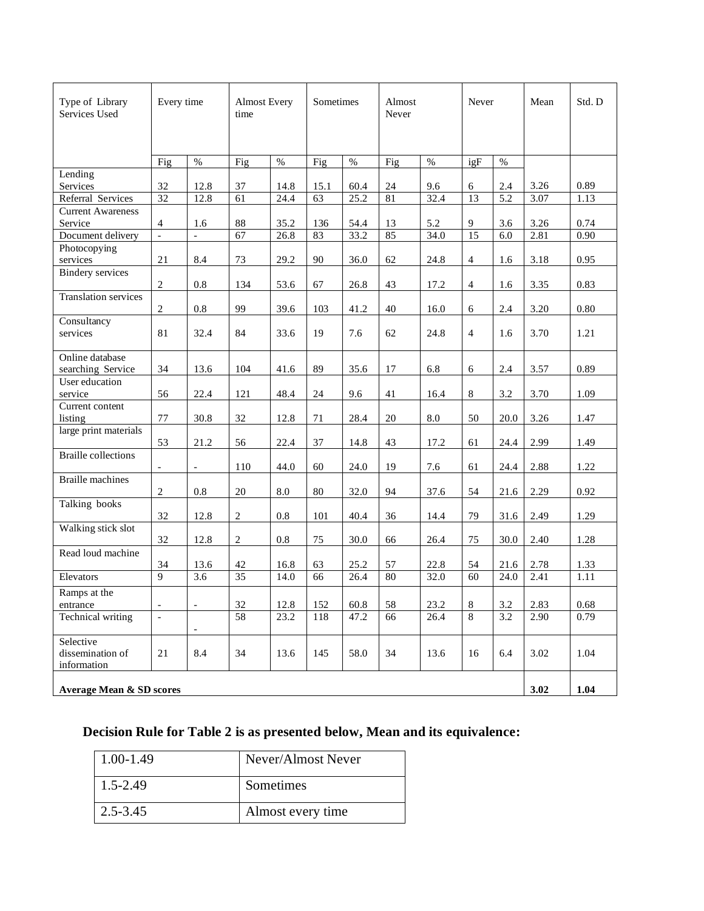| Type of Library Services Used | Every time | | Almost Every time | | Sometimes | | Almost Never | | Never | | Mean | Std. D |
|---|---|---|---|---|---|---|---|---|---|---|---|---|
| | Fig | % | Fig | % | Fig | % | Fig | % | igF | % | | |
| Lending Services | 32 | 12.8 | 37 | 14.8 | 15.1 | 60.4 | 24 | 9.6 | 6 | 2.4 | 3.26 | 0.89 |
| Referral Services | 32 | 12.8 | 61 | 24.4 | 63 | 25.2 | 81 | 32.4 | 13 | 5.2 | 3.07 | 1.13 |
| Current Awareness Service | 4 | 1.6 | 88 | 35.2 | 136 | 54.4 | 13 | 5.2 | 9 | 3.6 | 3.26 | 0.74 |
| Document delivery | - | - | 67 | 26.8 | 83 | 33.2 | 85 | 34.0 | 15 | 6.0 | 2.81 | 0.90 |
| Photocopying services | 21 | 8.4 | 73 | 29.2 | 90 | 36.0 | 62 | 24.8 | 4 | 1.6 | 3.18 | 0.95 |
| Bindery services | 2 | 0.8 | 134 | 53.6 | 67 | 26.8 | 43 | 17.2 | 4 | 1.6 | 3.35 | 0.83 |
| Translation services | 2 | 0.8 | 99 | 39.6 | 103 | 41.2 | 40 | 16.0 | 6 | 2.4 | 3.20 | 0.80 |
| Consultancy services | 81 | 32.4 | 84 | 33.6 | 19 | 7.6 | 62 | 24.8 | 4 | 1.6 | 3.70 | 1.21 |
| Online database searching Service | 34 | 13.6 | 104 | 41.6 | 89 | 35.6 | 17 | 6.8 | 6 | 2.4 | 3.57 | 0.89 |
| User education service | 56 | 22.4 | 121 | 48.4 | 24 | 9.6 | 41 | 16.4 | 8 | 3.2 | 3.70 | 1.09 |
| Current content listing | 77 | 30.8 | 32 | 12.8 | 71 | 28.4 | 20 | 8.0 | 50 | 20.0 | 3.26 | 1.47 |
| large print materials | 53 | 21.2 | 56 | 22.4 | 37 | 14.8 | 43 | 17.2 | 61 | 24.4 | 2.99 | 1.49 |
| Braille collections | - | - | 110 | 44.0 | 60 | 24.0 | 19 | 7.6 | 61 | 24.4 | 2.88 | 1.22 |
| Braille machines | 2 | 0.8 | 20 | 8.0 | 80 | 32.0 | 94 | 37.6 | 54 | 21.6 | 2.29 | 0.92 |
| Talking books | 32 | 12.8 | 2 | 0.8 | 101 | 40.4 | 36 | 14.4 | 79 | 31.6 | 2.49 | 1.29 |
| Walking stick slot | 32 | 12.8 | 2 | 0.8 | 75 | 30.0 | 66 | 26.4 | 75 | 30.0 | 2.40 | 1.28 |
| Read loud machine | 34 | 13.6 | 42 | 16.8 | 63 | 25.2 | 57 | 22.8 | 54 | 21.6 | 2.78 | 1.33 |
| Elevators | 9 | 3.6 | 35 | 14.0 | 66 | 26.4 | 80 | 32.0 | 60 | 24.0 | 2.41 | 1.11 |
| Ramps at the entrance | - | - | 32 | 12.8 | 152 | 60.8 | 58 | 23.2 | 8 | 3.2 | 2.83 | 0.68 |
| Technical writing | - | - | 58 | 23.2 | 118 | 47.2 | 66 | 26.4 | 8 | 3.2 | 2.90 | 0.79 |
| Selective dissemination of information | 21 | 8.4 | 34 | 13.6 | 145 | 58.0 | 34 | 13.6 | 16 | 6.4 | 3.02 | 1.04 |
| **Average Mean & SD scores** | | | | | | | | | | | **3.02** | **1.04** |

**Decision Rule for Table 2 is as presented below, Mean and its equivalence:**

| | |
|---|---|
| 1.00-1.49 | Never/Almost Never |
| 1.5-2.49 | Sometimes |
| 2.5-3.45 | Almost every time |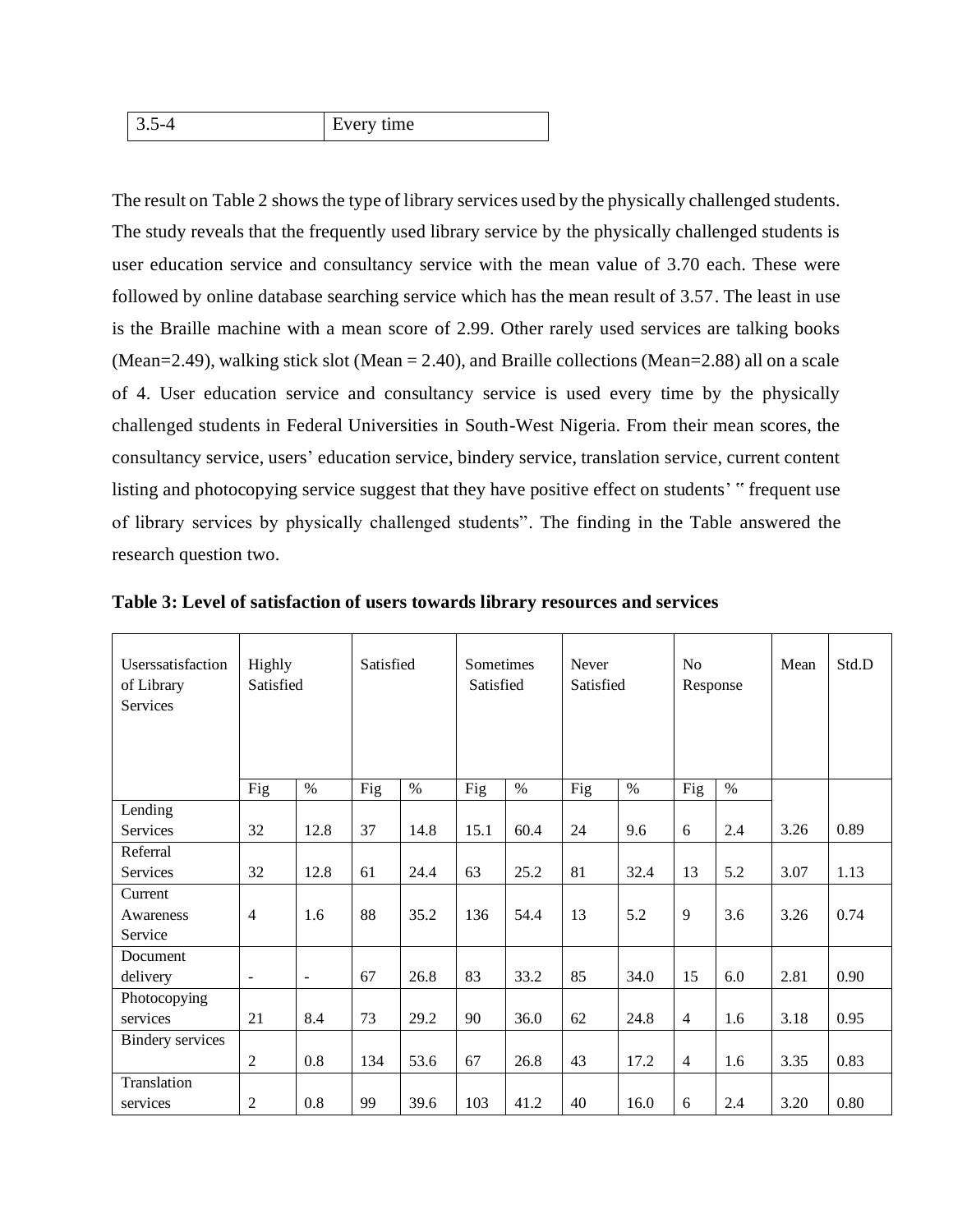| 3.5-4 | Every time |
|---|---|

The result on Table 2 shows the type of library services used by the physically challenged students. The study reveals that the frequently used library service by the physically challenged students is user education service and consultancy service with the mean value of 3.70 each. These were followed by online database searching service which has the mean result of 3.57. The least in use is the Braille machine with a mean score of 2.99. Other rarely used services are talking books (Mean=2.49), walking stick slot (Mean = 2.40), and Braille collections (Mean=2.88) all on a scale of 4. User education service and consultancy service is used every time by the physically challenged students in Federal Universities in South-West Nigeria. From their mean scores, the consultancy service, users' education service, bindery service, translation service, current content listing and photocopying service suggest that they have positive effect on students' " frequent use of library services by physically challenged students". The finding in the Table answered the research question two.

**Table 3: Level of satisfaction of users towards library resources and services**

| Userssatisfaction of Library Services | Highly Satisfied | | Satisfied | | Sometimes Satisfied | | Never Satisfied | | No Response | | Mean | Std.D |
|---|---|---|---|---|---|---|---|---|---|---|---|---|
| | Fig | % | Fig | % | Fig | % | Fig | % | Fig | % | | |
| Lending Services | 32 | 12.8 | 37 | 14.8 | 15.1 | 60.4 | 24 | 9.6 | 6 | 2.4 | 3.26 | 0.89 |
| Referral Services | 32 | 12.8 | 61 | 24.4 | 63 | 25.2 | 81 | 32.4 | 13 | 5.2 | 3.07 | 1.13 |
| Current Awareness Service | 4 | 1.6 | 88 | 35.2 | 136 | 54.4 | 13 | 5.2 | 9 | 3.6 | 3.26 | 0.74 |
| Document delivery | - | - | 67 | 26.8 | 83 | 33.2 | 85 | 34.0 | 15 | 6.0 | 2.81 | 0.90 |
| Photocopying services | 21 | 8.4 | 73 | 29.2 | 90 | 36.0 | 62 | 24.8 | 4 | 1.6 | 3.18 | 0.95 |
| Bindery services | 2 | 0.8 | 134 | 53.6 | 67 | 26.8 | 43 | 17.2 | 4 | 1.6 | 3.35 | 0.83 |
| Translation services | 2 | 0.8 | 99 | 39.6 | 103 | 41.2 | 40 | 16.0 | 6 | 2.4 | 3.20 | 0.80 |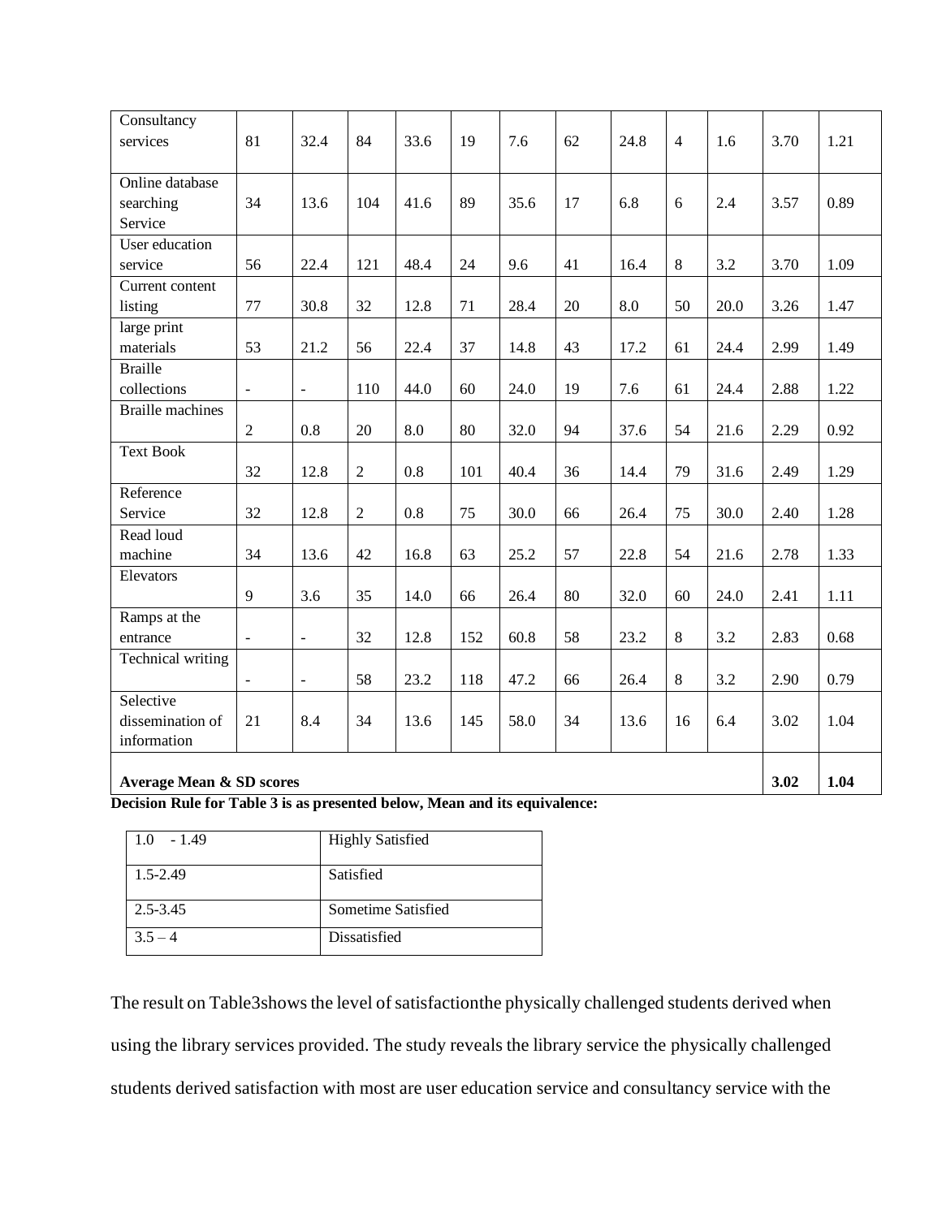| | | | | | | | | | | | | |
|---|---|---|---|---|---|---|---|---|---|---|---|---|
| Consultancy services | 81 | 32.4 | 84 | 33.6 | 19 | 7.6 | 62 | 24.8 | 4 | 1.6 | 3.70 | 1.21 |
| Online database searching Service | 34 | 13.6 | 104 | 41.6 | 89 | 35.6 | 17 | 6.8 | 6 | 2.4 | 3.57 | 0.89 |
| User education service | 56 | 22.4 | 121 | 48.4 | 24 | 9.6 | 41 | 16.4 | 8 | 3.2 | 3.70 | 1.09 |
| Current content listing | 77 | 30.8 | 32 | 12.8 | 71 | 28.4 | 20 | 8.0 | 50 | 20.0 | 3.26 | 1.47 |
| large print materials | 53 | 21.2 | 56 | 22.4 | 37 | 14.8 | 43 | 17.2 | 61 | 24.4 | 2.99 | 1.49 |
| Braille collections | - | - | 110 | 44.0 | 60 | 24.0 | 19 | 7.6 | 61 | 24.4 | 2.88 | 1.22 |
| Braille machines | 2 | 0.8 | 20 | 8.0 | 80 | 32.0 | 94 | 37.6 | 54 | 21.6 | 2.29 | 0.92 |
| Text Book | 32 | 12.8 | 2 | 0.8 | 101 | 40.4 | 36 | 14.4 | 79 | 31.6 | 2.49 | 1.29 |
| Reference Service | 32 | 12.8 | 2 | 0.8 | 75 | 30.0 | 66 | 26.4 | 75 | 30.0 | 2.40 | 1.28 |
| Read loud machine | 34 | 13.6 | 42 | 16.8 | 63 | 25.2 | 57 | 22.8 | 54 | 21.6 | 2.78 | 1.33 |
| Elevators | 9 | 3.6 | 35 | 14.0 | 66 | 26.4 | 80 | 32.0 | 60 | 24.0 | 2.41 | 1.11 |
| Ramps at the entrance | - | - | 32 | 12.8 | 152 | 60.8 | 58 | 23.2 | 8 | 3.2 | 2.83 | 0.68 |
| Technical writing | - | - | 58 | 23.2 | 118 | 47.2 | 66 | 26.4 | 8 | 3.2 | 2.90 | 0.79 |
| Selective dissemination of information | 21 | 8.4 | 34 | 13.6 | 145 | 58.0 | 34 | 13.6 | 16 | 6.4 | 3.02 | 1.04 |
| **Average Mean & SD scores** | | | | | | | | | | | **3.02** | **1.04** |

**Decision Rule for Table 3 is as presented below, Mean and its equivalence:**

| Mean | Equivalence |
|---|---|
| 1.0 - 1.49 | Highly Satisfied |
| 1.5-2.49 | Satisfied |
| 2.5-3.45 | Sometime Satisfied |
| 3.5 – 4 | Dissatisfied |

The result on Table3shows the level of satisfactionthe physically challenged students derived when using the library services provided. The study reveals the library service the physically challenged students derived satisfaction with most are user education service and consultancy service with the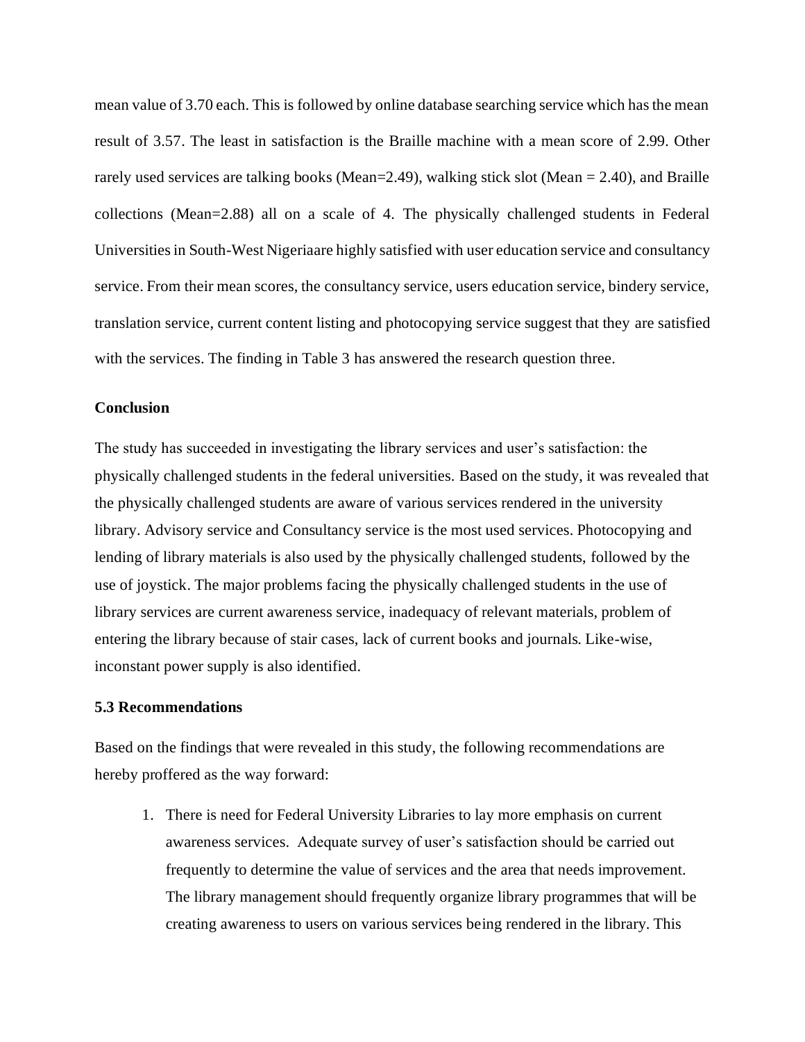mean value of 3.70 each. This is followed by online database searching service which has the mean result of 3.57. The least in satisfaction is the Braille machine with a mean score of 2.99. Other rarely used services are talking books (Mean=2.49), walking stick slot (Mean = 2.40), and Braille collections (Mean=2.88) all on a scale of 4. The physically challenged students in Federal Universities in South-West Nigeriaare highly satisfied with user education service and consultancy service. From their mean scores, the consultancy service, users education service, bindery service, translation service, current content listing and photocopying service suggest that they are satisfied with the services. The finding in Table 3 has answered the research question three.

**Conclusion**

The study has succeeded in investigating the library services and user's satisfaction: the physically challenged students in the federal universities. Based on the study, it was revealed that the physically challenged students are aware of various services rendered in the university library. Advisory service and Consultancy service is the most used services. Photocopying and lending of library materials is also used by the physically challenged students, followed by the use of joystick. The major problems facing the physically challenged students in the use of library services are current awareness service, inadequacy of relevant materials, problem of entering the library because of stair cases, lack of current books and journals. Like-wise, inconstant power supply is also identified.

**5.3 Recommendations**

Based on the findings that were revealed in this study, the following recommendations are hereby proffered as the way forward:

1. There is need for Federal University Libraries to lay more emphasis on current awareness services. Adequate survey of user's satisfaction should be carried out frequently to determine the value of services and the area that needs improvement. The library management should frequently organize library programmes that will be creating awareness to users on various services being rendered in the library. This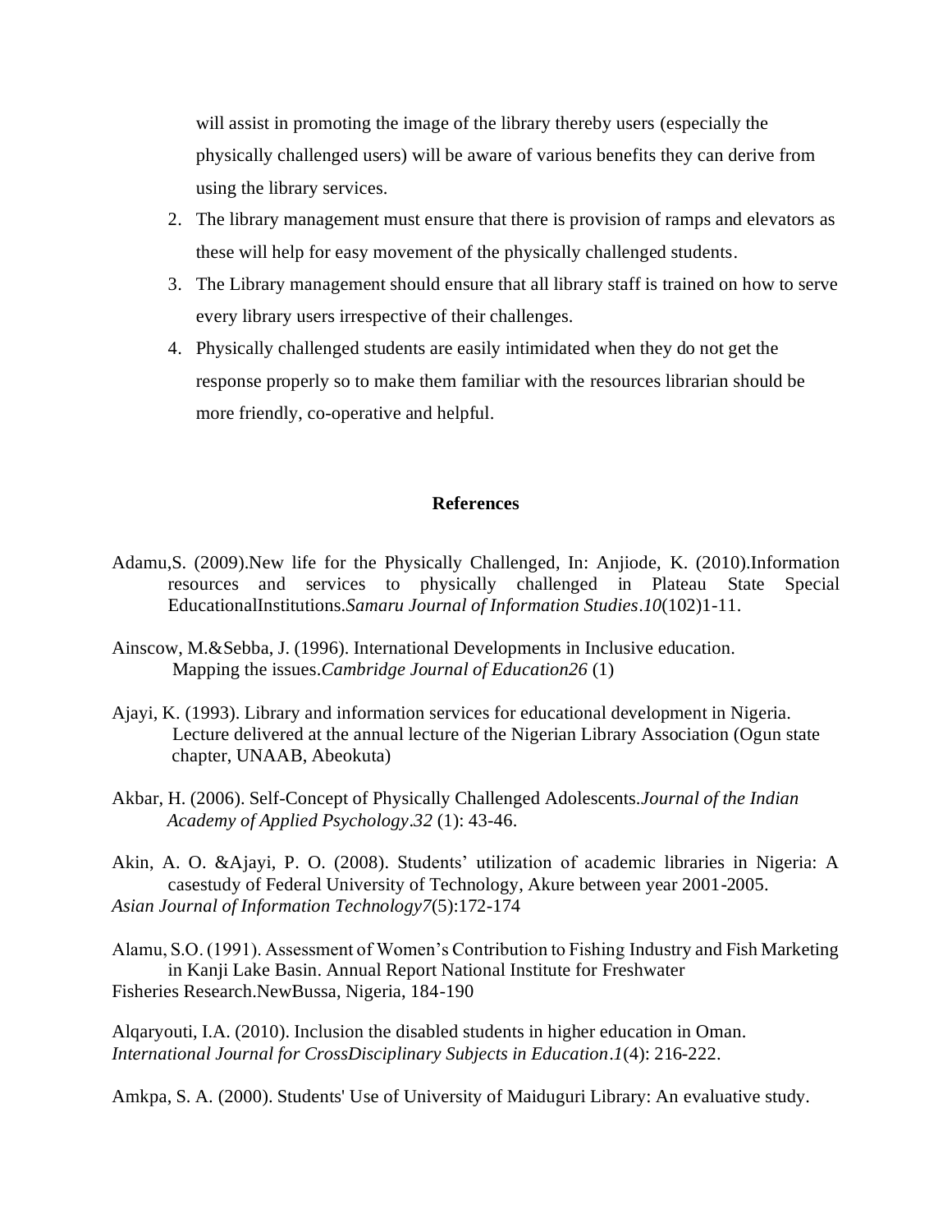will assist in promoting the image of the library thereby users (especially the physically challenged users) will be aware of various benefits they can derive from using the library services.

2. The library management must ensure that there is provision of ramps and elevators as these will help for easy movement of the physically challenged students.
3. The Library management should ensure that all library staff is trained on how to serve every library users irrespective of their challenges.
4. Physically challenged students are easily intimidated when they do not get the response properly so to make them familiar with the resources librarian should be more friendly, co-operative and helpful.

## References

Adamu,S. (2009).New life for the Physically Challenged, In: Anjiode, K. (2010).Information resources and services to physically challenged in Plateau State Special EducationalInstitutions.*Samaru Journal of Information Studies*.*10*(102)1-11.

Ainscow, M.&Sebba, J. (1996). International Developments in Inclusive education. Mapping the issues.*Cambridge Journal of Education26* (1)

Ajayi, K. (1993). Library and information services for educational development in Nigeria. Lecture delivered at the annual lecture of the Nigerian Library Association (Ogun state chapter, UNAAB, Abeokuta)

Akbar, H. (2006). Self-Concept of Physically Challenged Adolescents.*Journal of the Indian Academy of Applied Psychology*.*32* (1): 43-46.

Akin, A. O. &Ajayi, P. O. (2008). Students' utilization of academic libraries in Nigeria: A casestudy of Federal University of Technology, Akure between year 2001-2005. *Asian Journal of Information Technology7*(5):172-174

Alamu, S.O. (1991). Assessment of Women's Contribution to Fishing Industry and Fish Marketing in Kanji Lake Basin. Annual Report National Institute for Freshwater Fisheries Research.NewBussa, Nigeria, 184-190

Alqaryouti, I.A. (2010). Inclusion the disabled students in higher education in Oman. *International Journal for CrossDisciplinary Subjects in Education*.*1*(4): 216-222.

Amkpa, S. A. (2000). Students' Use of University of Maiduguri Library: An evaluative study.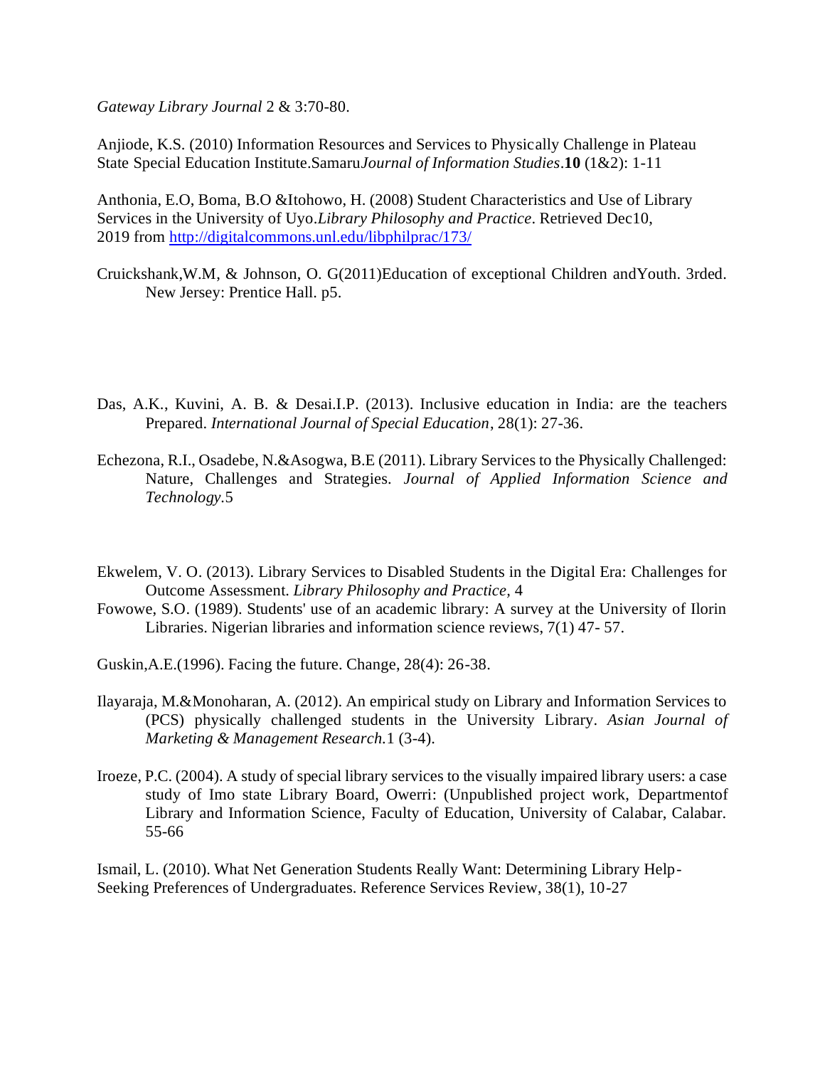*Gateway Library Journal* 2 & 3:70-80.

Anjiode, K.S. (2010) Information Resources and Services to Physically Challenge in Plateau State Special Education Institute.Samaru*Journal of Information Studies*.**10** (1&2): 1-11

Anthonia, E.O, Boma, B.O &Itohowo, H. (2008) Student Characteristics and Use of Library Services in the University of Uyo.*Library Philosophy and Practice*. Retrieved Dec10, 2019 from http://digitalcommons.unl.edu/libphilprac/173/

Cruickshank,W.M, & Johnson, O. G(2011)Education of exceptional Children andYouth. 3rded. New Jersey: Prentice Hall. p5.

Das, A.K., Kuvini, A. B. & Desai.I.P. (2013). Inclusive education in India: are the teachers Prepared. *International Journal of Special Education*, 28(1): 27-36.

Echezona, R.I., Osadebe, N.&Asogwa, B.E (2011). Library Services to the Physically Challenged: Nature, Challenges and Strategies. *Journal of Applied Information Science and Technology*.5

Ekwelem, V. O. (2013). Library Services to Disabled Students in the Digital Era: Challenges for Outcome Assessment. *Library Philosophy and Practice*, 4

Fowowe, S.O. (1989). Students' use of an academic library: A survey at the University of Ilorin Libraries. Nigerian libraries and information science reviews, 7(1) 47- 57.

Guskin,A.E.(1996). Facing the future. Change, 28(4): 26-38.

Ilayaraja, M.&Monoharan, A. (2012). An empirical study on Library and Information Services to (PCS) physically challenged students in the University Library. *Asian Journal of Marketing & Management Research*.1 (3-4).

Iroeze, P.C. (2004). A study of special library services to the visually impaired library users: a case study of Imo state Library Board, Owerri: (Unpublished project work, Departmentof Library and Information Science, Faculty of Education, University of Calabar, Calabar. 55-66

Ismail, L. (2010). What Net Generation Students Really Want: Determining Library Help-Seeking Preferences of Undergraduates. Reference Services Review, 38(1), 10-27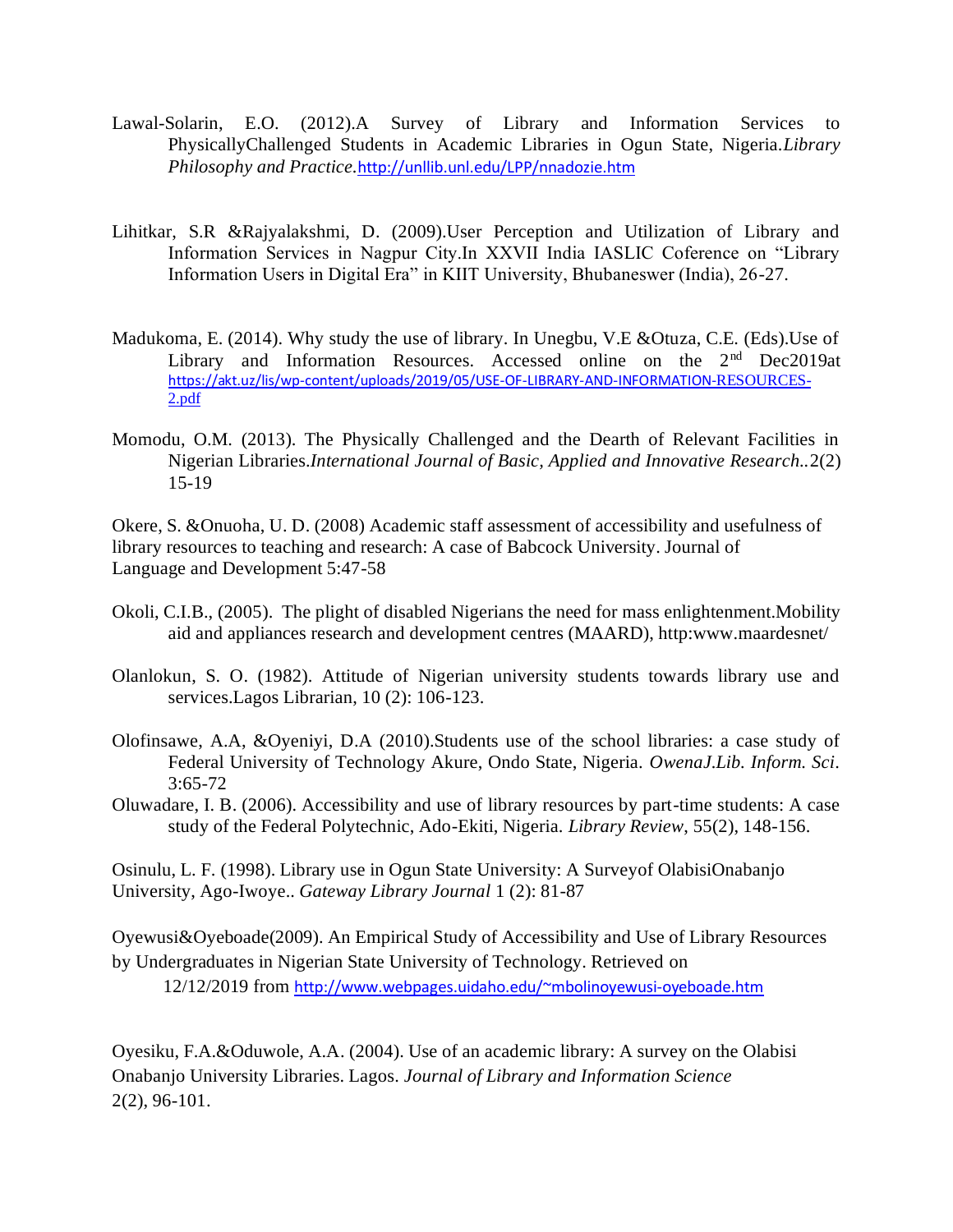Lawal-Solarin, E.O. (2012).A Survey of Library and Information Services to PhysicallyChallenged Students in Academic Libraries in Ogun State, Nigeria.*Library Philosophy and Practice*.http://unllib.unl.edu/LPP/nnadozie.htm

Lihitkar, S.R &Rajyalakshmi, D. (2009).User Perception and Utilization of Library and Information Services in Nagpur City.In XXVII India IASLIC Coference on "Library Information Users in Digital Era" in KIIT University, Bhubaneswer (India), 26-27.

Madukoma, E. (2014). Why study the use of library. In Unegbu, V.E &Otuza, C.E. (Eds).Use of Library and Information Resources. Accessed online on the 2nd Dec2019at https://akt.uz/lis/wp-content/uploads/2019/05/USE-OF-LIBRARY-AND-INFORMATION-RESOURCES-2.pdf

Momodu, O.M. (2013). The Physically Challenged and the Dearth of Relevant Facilities in Nigerian Libraries.*International Journal of Basic, Applied and Innovative Research.*.2(2) 15-19

Okere, S. &Onuoha, U. D. (2008) Academic staff assessment of accessibility and usefulness of library resources to teaching and research: A case of Babcock University. Journal of Language and Development 5:47-58

Okoli, C.I.B., (2005). The plight of disabled Nigerians the need for mass enlightenment.Mobility aid and appliances research and development centres (MAARD), http:www.maardesnet/

Olanlokun, S. O. (1982). Attitude of Nigerian university students towards library use and services.Lagos Librarian, 10 (2): 106-123.

Olofinsawe, A.A, &Oyeniyi, D.A (2010).Students use of the school libraries: a case study of Federal University of Technology Akure, Ondo State, Nigeria. *OwenaJ.Lib. Inform. Sci*. 3:65-72

Oluwadare, I. B. (2006). Accessibility and use of library resources by part-time students: A case study of the Federal Polytechnic, Ado-Ekiti, Nigeria. *Library Review*, 55(2), 148-156.

Osinulu, L. F. (1998). Library use in Ogun State University: A Surveyof OlabisiOnabanjo University, Ago-Iwoye.. *Gateway Library Journal* 1 (2): 81-87

Oyewusi&Oyeboade(2009). An Empirical Study of Accessibility and Use of Library Resources by Undergraduates in Nigerian State University of Technology. Retrieved on 12/12/2019 from http://www.webpages.uidaho.edu/~mbolinoyewusi-oyeboade.htm

Oyesiku, F.A.&Oduwole, A.A. (2004). Use of an academic library: A survey on the Olabisi Onabanjo University Libraries. Lagos. *Journal of Library and Information Science* 2(2), 96-101.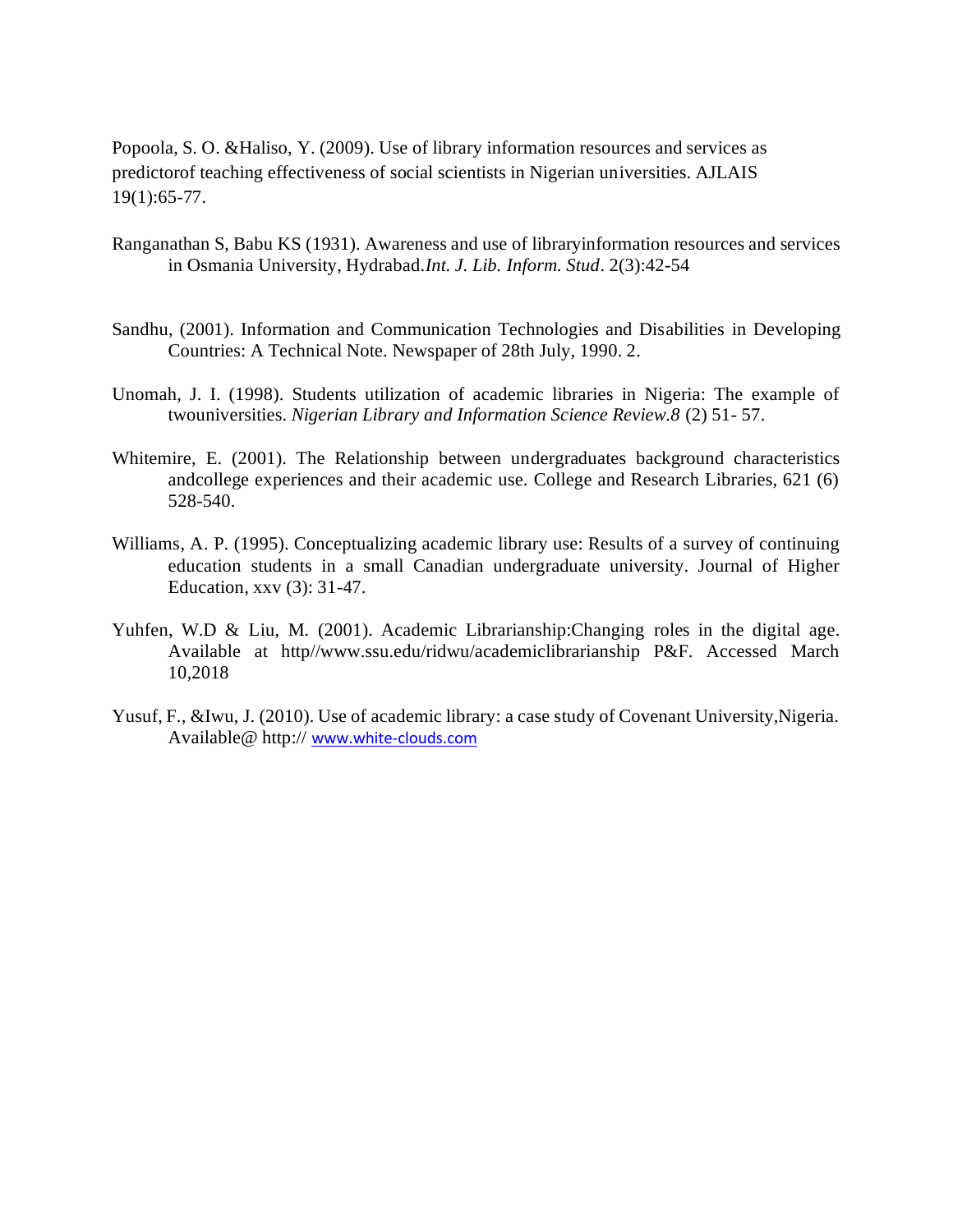Popoola, S. O. &Haliso, Y. (2009). Use of library information resources and services as predictorof teaching effectiveness of social scientists in Nigerian universities. AJLAIS 19(1):65-77.

Ranganathan S, Babu KS (1931). Awareness and use of libraryinformation resources and services in Osmania University, Hydrabad.*Int. J. Lib. Inform. Stud*. 2(3):42-54

Sandhu, (2001). Information and Communication Technologies and Disabilities in Developing Countries: A Technical Note. Newspaper of 28th July, 1990. 2.

Unomah, J. I. (1998). Students utilization of academic libraries in Nigeria: The example of twouniversities. *Nigerian Library and Information Science Review.8* (2) 51- 57.

Whitemire, E. (2001). The Relationship between undergraduates background characteristics andcollege experiences and their academic use. College and Research Libraries, 621 (6) 528-540.

Williams, A. P. (1995). Conceptualizing academic library use: Results of a survey of continuing education students in a small Canadian undergraduate university. Journal of Higher Education, xxv (3): 31-47.

Yuhfen, W.D & Liu, M. (2001). Academic Librarianship:Changing roles in the digital age. Available at http//www.ssu.edu/ridwu/academiclibrarianship P&F. Accessed March 10,2018

Yusuf, F., &Iwu, J. (2010). Use of academic library: a case study of Covenant University,Nigeria. Available@ http:// www.white-clouds.com